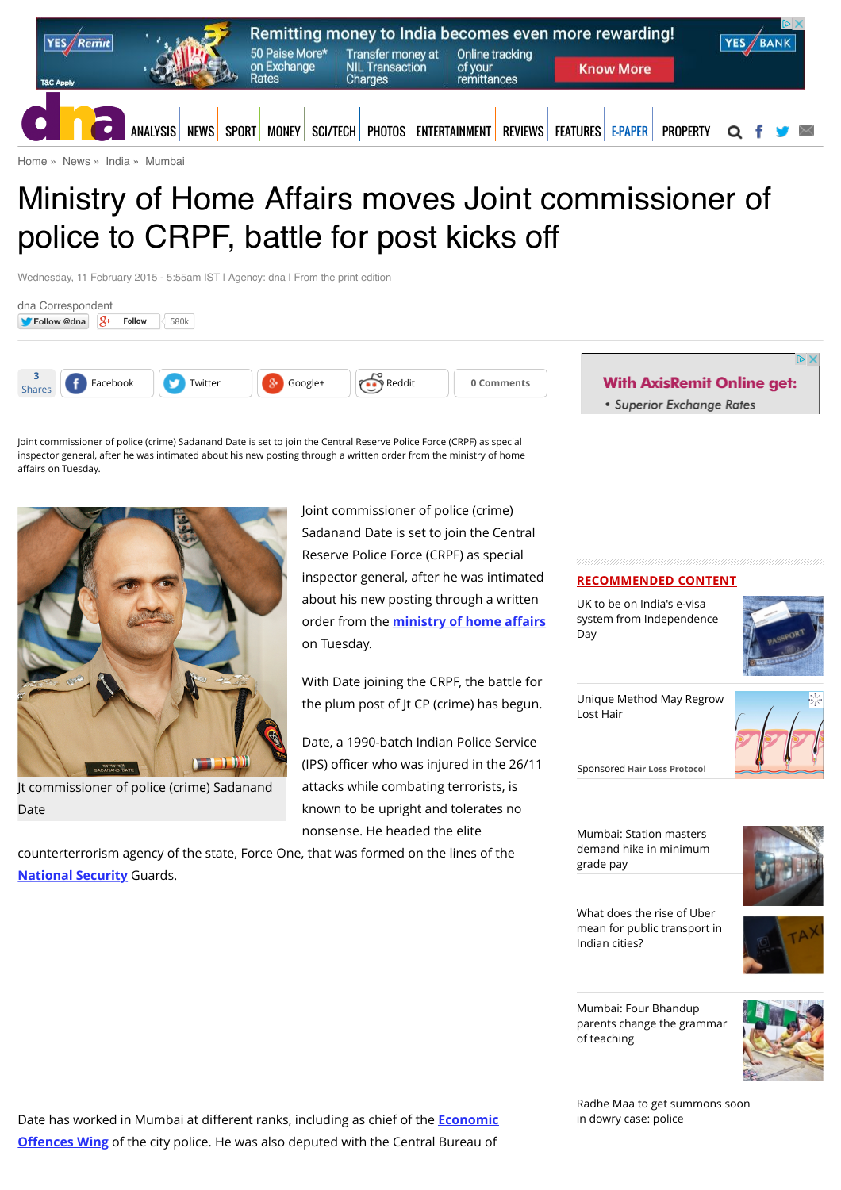Home » News » India » Mumbai

# Ministry of Home Affairs moves Joint commissioner of police to CRPF, battle for post kicks off

Wednesday, 11 February 2015 - 5:55am IST | Agency: dna | From the print edition

dna Correspondent

Joint commissioner of police (crime) Sadanand Date is set to join the Central Reserve Police Force (CRPF) as special inspector general, after he was intimated about his new posting through a written order from the ministry of home affairs on Tuesday.

Jt commissioner of police (crime) Sadanand Date

Joint commissioner of police (crime) Sadanand Date is set to join the Central Reserve Police Force (CRPF) as special inspector general, after he was intimated about his new posting through a written order from the **ministry of home affairs** on Tuesday.

With Date joining the CRPF, the battle for the plum post of Jt CP (crime) has begun.

Date, a 1990-batch Indian Police Service (IPS) officer who was injured in the 26/11 attacks while combating terrorists, is known to be upright and tolerates no nonsense. He headed the elite counterterrorism agency of the state, Force One, that was formed on the lines of the **National Security** Guards.

Date has worked in Mumbai at different ranks, including as chief of the **Economic Offences Wing** of the city police. He was also deputed with the Central Bureau of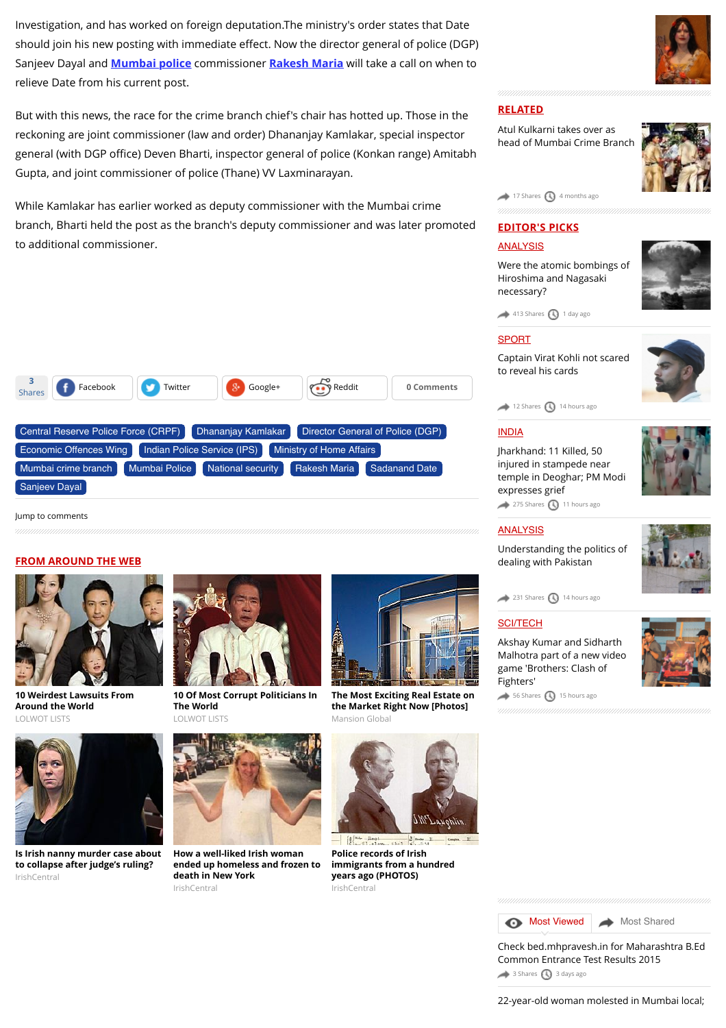Investigation, and has worked on foreign deputation.The ministry's order states that Date should join his new posting with immediate effect. Now the director general of police (DGP) Sanjeev Dayal and **Mumbai police** commissioner **Rakesh Maria** will take a call on when to relieve Date from his current post.

But with this news, the race for the crime branch chief's chair has hotted up. Those in the reckoning are joint commissioner (law and order) Dhananjay Kamlakar, special inspector general (with DGP office) Deven Bharti, inspector general of police (Konkan range) Amitabh Gupta, and joint commissioner of police (Thane) VV Laxminarayan.

While Kamlakar has earlier worked as deputy commissioner with the Mumbai crime branch, Bharti held the post as the branch's deputy commissioner and was later promoted to additional commissioner.

3 Shares | Facebook | Twitter | Google+ | Reddit | 0 Comments

Central Reserve Police Force (CRPF) | Dhananjay Kamlakar | Director General of Police (DGP) | Economic Offences Wing | Indian Police Service (IPS) | Ministry of Home Affairs | Mumbai crime branch | Mumbai Police | National security | Rakesh Maria | Sadanand Date | Sanjeev Dayal

Jump to comments

## FROM AROUND THE WEB

**10 Weirdest Lawsuits From Around the World**
LOLWOT LISTS

**10 Of Most Corrupt Politicians In The World**
LOLWOT LISTS

**The Most Exciting Real Estate on the Market Right Now [Photos]**
Mansion Global

**Is Irish nanny murder case about to collapse after judge's ruling?**
IrishCentral

**How a well-liked Irish woman ended up homeless and frozen to death in New York**
IrishCentral

**Police records of Irish immigrants from a hundred years ago (PHOTOS)**
IrishCentral

## RELATED

Atul Kulkarni takes over as head of Mumbai Crime Branch
17 Shares 4 months ago

## EDITOR'S PICKS

ANALYSIS
Were the atomic bombings of Hiroshima and Nagasaki necessary?
413 Shares 1 day ago

SPORT
Captain Virat Kohli not scared to reveal his cards
12 Shares 14 hours ago

INDIA
Jharkhand: 11 Killed, 50 injured in stampede near temple in Deoghar; PM Modi expresses grief
275 Shares 11 hours ago

ANALYSIS
Understanding the politics of dealing with Pakistan
231 Shares 14 hours ago

SCI/TECH
Akshay Kumar and Sidharth Malhotra part of a new video game 'Brothers: Clash of Fighters'
56 Shares 15 hours ago

Most Viewed | Most Shared

Check bed.mhpravesh.in for Maharashtra B.Ed Common Entrance Test Results 2015
3 Shares 3 days ago

22-year-old woman molested in Mumbai local;